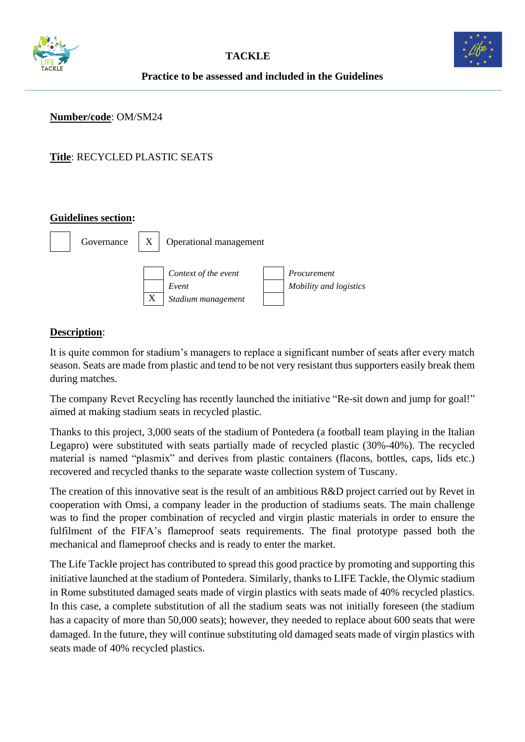# TACKLE

## Practice to be assessed and included in the Guidelines

**Number/code**: OM/SM24

**Title**: RECYCLED PLASTIC SEATS

**Guidelines section:**

| | | | |
|---|---|---|---|
| | Governance | X | Operational management |

| | | | |
|---|---|---|---|
| | *Context of the event* | | *Procurement* |
| | *Event* | | *Mobility and logistics* |
| X | *Stadium management* | | |

**Description**:

It is quite common for stadium's managers to replace a significant number of seats after every match season. Seats are made from plastic and tend to be not very resistant thus supporters easily break them during matches.

The company Revet Recycling has recently launched the initiative "Re-sit down and jump for goal!" aimed at making stadium seats in recycled plastic.

Thanks to this project, 3,000 seats of the stadium of Pontedera (a football team playing in the Italian Legapro) were substituted with seats partially made of recycled plastic (30%-40%). The recycled material is named "plasmix" and derives from plastic containers (flacons, bottles, caps, lids etc.) recovered and recycled thanks to the separate waste collection system of Tuscany.

The creation of this innovative seat is the result of an ambitious R&D project carried out by Revet in cooperation with Omsi, a company leader in the production of stadiums seats. The main challenge was to find the proper combination of recycled and virgin plastic materials in order to ensure the fulfilment of the FIFA's flameproof seats requirements. The final prototype passed both the mechanical and flameproof checks and is ready to enter the market.

The Life Tackle project has contributed to spread this good practice by promoting and supporting this initiative launched at the stadium of Pontedera. Similarly, thanks to LIFE Tackle, the Olymic stadium in Rome substituted damaged seats made of virgin plastics with seats made of 40% recycled plastics. In this case, a complete substitution of all the stadium seats was not initially foreseen (the stadium has a capacity of more than 50,000 seats); however, they needed to replace about 600 seats that were damaged. In the future, they will continue substituting old damaged seats made of virgin plastics with seats made of 40% recycled plastics.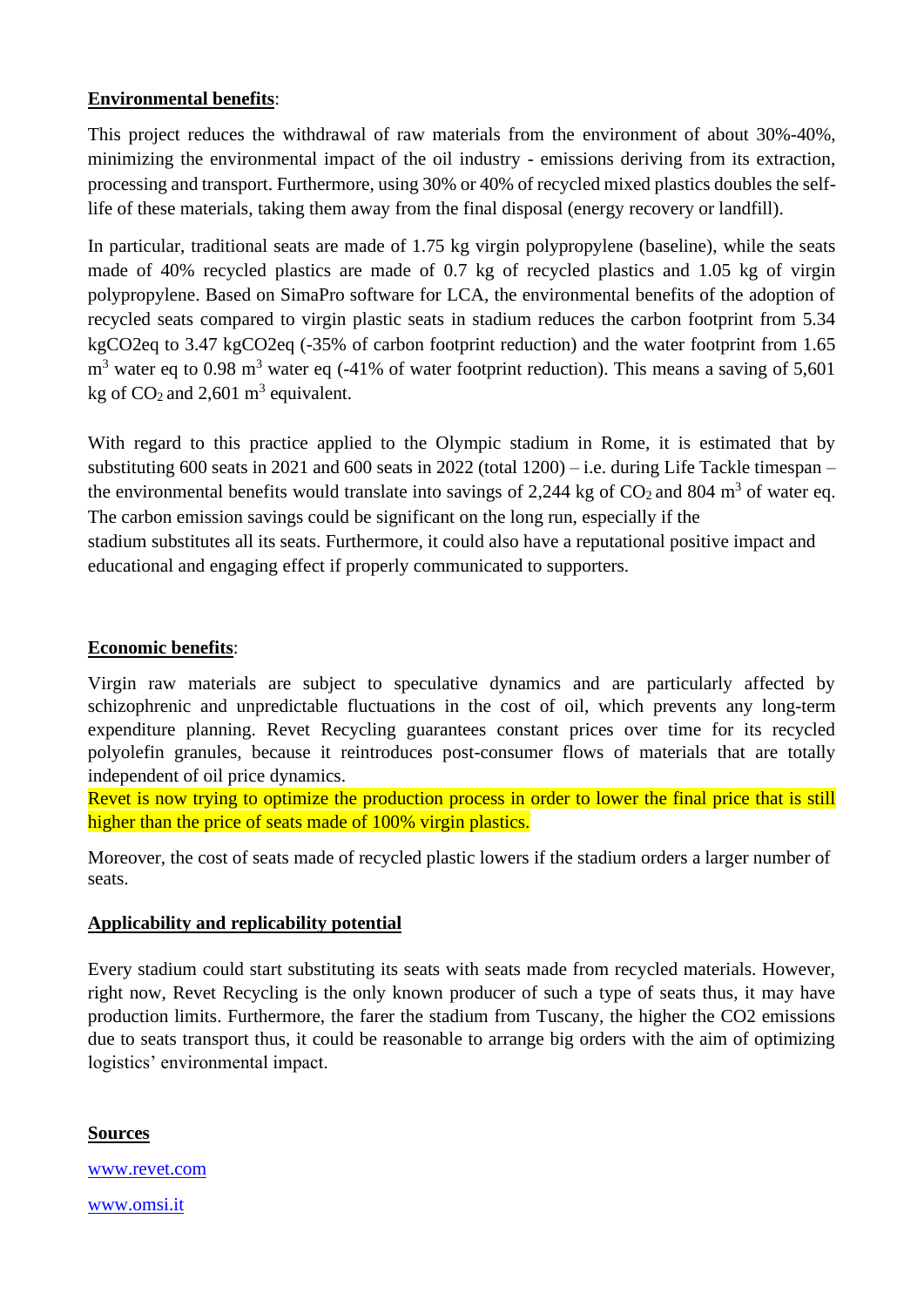**Environmental benefits**:

This project reduces the withdrawal of raw materials from the environment of about 30%-40%, minimizing the environmental impact of the oil industry - emissions deriving from its extraction, processing and transport. Furthermore, using 30% or 40% of recycled mixed plastics doubles the self-life of these materials, taking them away from the final disposal (energy recovery or landfill).

In particular, traditional seats are made of 1.75 kg virgin polypropylene (baseline), while the seats made of 40% recycled plastics are made of 0.7 kg of recycled plastics and 1.05 kg of virgin polypropylene. Based on SimaPro software for LCA, the environmental benefits of the adoption of recycled seats compared to virgin plastic seats in stadium reduces the carbon footprint from 5.34 kgCO2eq to 3.47 kgCO2eq (-35% of carbon footprint reduction) and the water footprint from 1.65 $m^3$ water eq to 0.98 $m^3$ water eq (-41% of water footprint reduction). This means a saving of 5,601 kg of $CO_2$ and 2,601 $m^3$ equivalent.

With regard to this practice applied to the Olympic stadium in Rome, it is estimated that by substituting 600 seats in 2021 and 600 seats in 2022 (total 1200) – i.e. during Life Tackle timespan – the environmental benefits would translate into savings of 2,244 kg of $CO_2$ and 804 $m^3$ of water eq. The carbon emission savings could be significant on the long run, especially if the stadium substitutes all its seats. Furthermore, it could also have a reputational positive impact and educational and engaging effect if properly communicated to supporters.

**Economic benefits**:

Virgin raw materials are subject to speculative dynamics and are particularly affected by schizophrenic and unpredictable fluctuations in the cost of oil, which prevents any long-term expenditure planning. Revet Recycling guarantees constant prices over time for its recycled polyolefin granules, because it reintroduces post-consumer flows of materials that are totally independent of oil price dynamics.
Revet is now trying to optimize the production process in order to lower the final price that is still higher than the price of seats made of 100% virgin plastics.

Moreover, the cost of seats made of recycled plastic lowers if the stadium orders a larger number of seats.

**Applicability and replicability potential**

Every stadium could start substituting its seats with seats made from recycled materials. However, right now, Revet Recycling is the only known producer of such a type of seats thus, it may have production limits. Furthermore, the farer the stadium from Tuscany, the higher the CO2 emissions due to seats transport thus, it could be reasonable to arrange big orders with the aim of optimizing logistics' environmental impact.

**Sources**

www.revet.com

www.omsi.it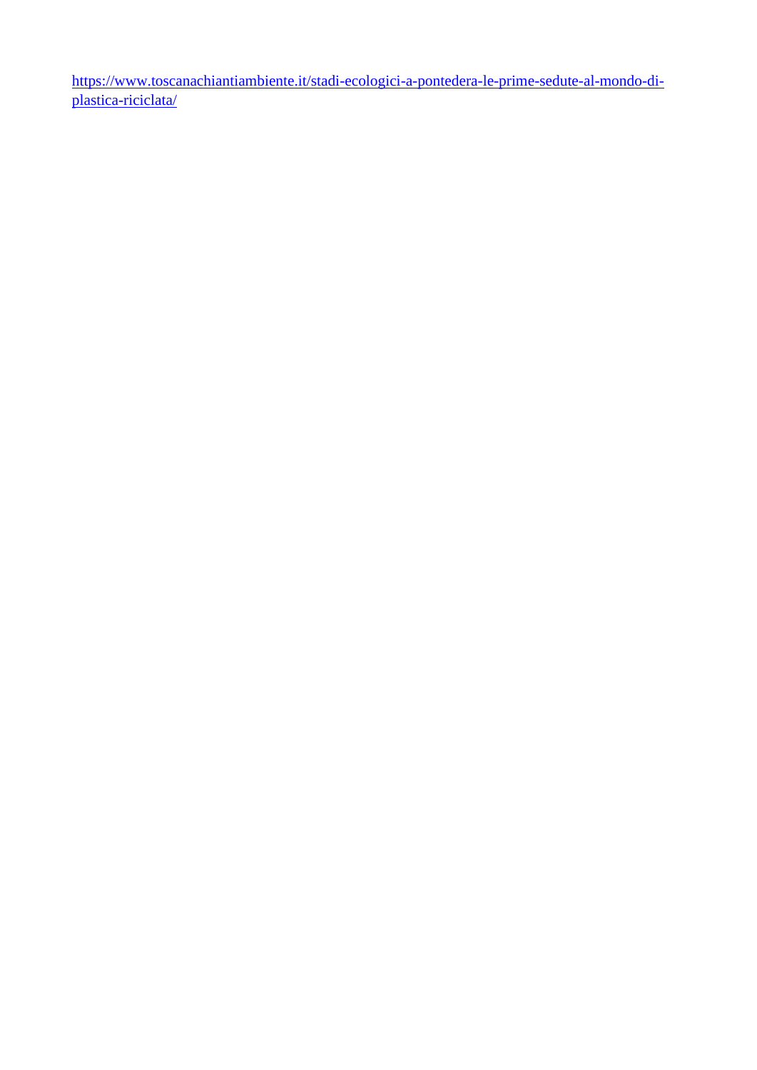https://www.toscanachiantiambiente.it/stadi-ecologici-a-pontedera-le-prime-sedute-al-mondo-di-plastica-riciclata/